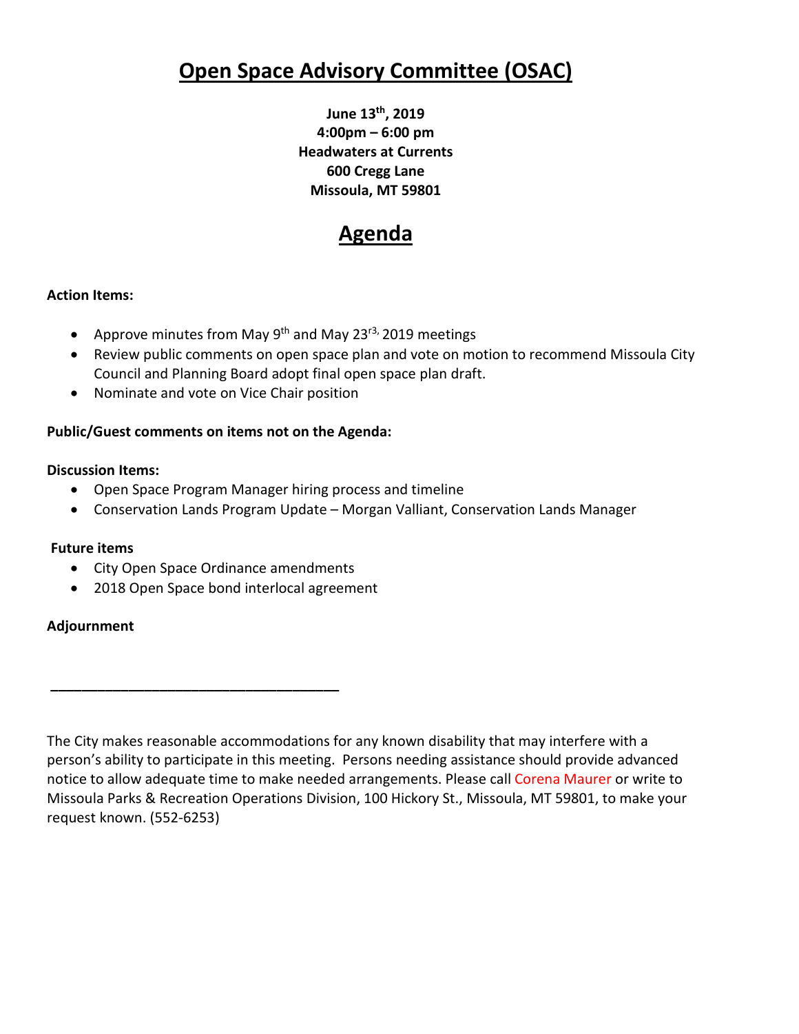# Open Space Advisory Committee (OSAC)

**June 13th, 2019**
**4:00pm – 6:00 pm**
**Headwaters at Currents**
**600 Cregg Lane**
**Missoula, MT 59801**

## Agenda

**Action Items:**

- Approve minutes from May 9th and May 23r3, 2019 meetings
- Review public comments on open space plan and vote on motion to recommend Missoula City Council and Planning Board adopt final open space plan draft.
- Nominate and vote on Vice Chair position

**Public/Guest comments on items not on the Agenda:**

**Discussion Items:**

- Open Space Program Manager hiring process and timeline
- Conservation Lands Program Update – Morgan Valliant, Conservation Lands Manager

**Future items**

- City Open Space Ordinance amendments
- 2018 Open Space bond interlocal agreement

**Adjournment**

---

The City makes reasonable accommodations for any known disability that may interfere with a person's ability to participate in this meeting. Persons needing assistance should provide advanced notice to allow adequate time to make needed arrangements. Please call Corena Maurer or write to Missoula Parks & Recreation Operations Division, 100 Hickory St., Missoula, MT 59801, to make your request known. (552-6253)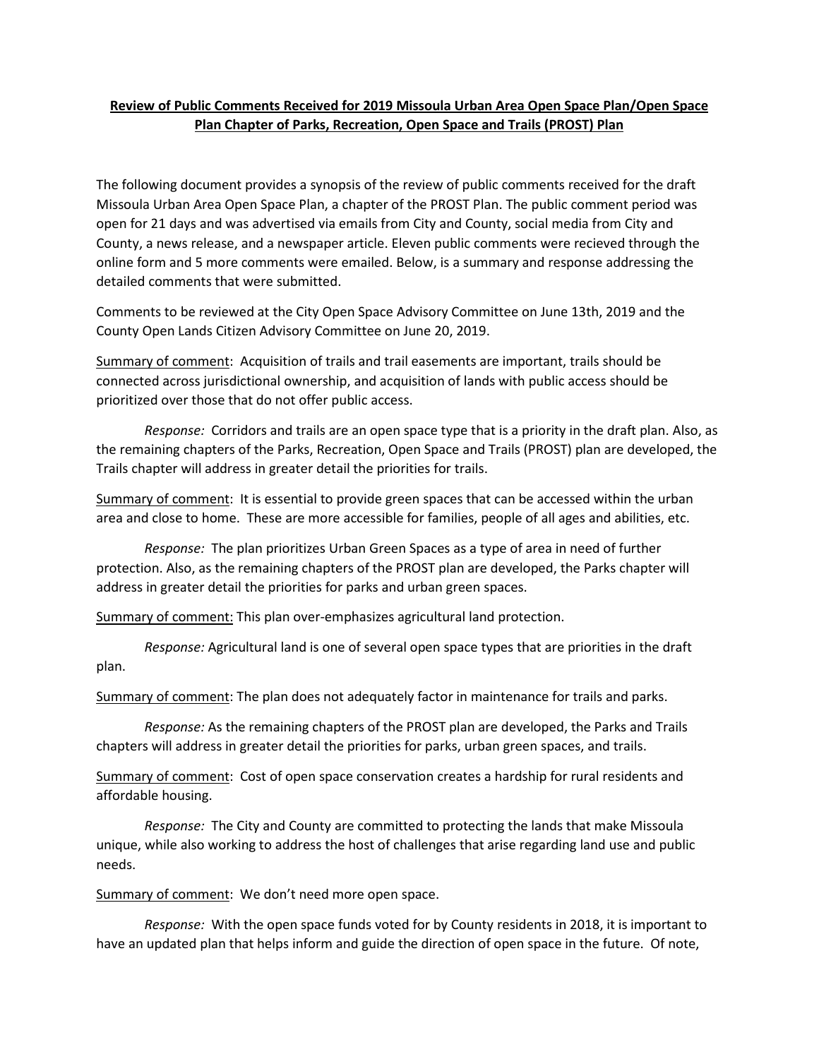**<u>Review of Public Comments Received for 2019 Missoula Urban Area Open Space Plan/Open Space Plan Chapter of Parks, Recreation, Open Space and Trails (PROST) Plan</u>**

The following document provides a synopsis of the review of public comments received for the draft Missoula Urban Area Open Space Plan, a chapter of the PROST Plan. The public comment period was open for 21 days and was advertised via emails from City and County, social media from City and County, a news release, and a newspaper article. Eleven public comments were recieved through the online form and 5 more comments were emailed. Below, is a summary and response addressing the detailed comments that were submitted.

Comments to be reviewed at the City Open Space Advisory Committee on June 13th, 2019 and the County Open Lands Citizen Advisory Committee on June 20, 2019.

<u>Summary of comment</u>: Acquisition of trails and trail easements are important, trails should be connected across jurisdictional ownership, and acquisition of lands with public access should be prioritized over those that do not offer public access.

*Response:* Corridors and trails are an open space type that is a priority in the draft plan. Also, as the remaining chapters of the Parks, Recreation, Open Space and Trails (PROST) plan are developed, the Trails chapter will address in greater detail the priorities for trails.

<u>Summary of comment</u>: It is essential to provide green spaces that can be accessed within the urban area and close to home. These are more accessible for families, people of all ages and abilities, etc.

*Response:* The plan prioritizes Urban Green Spaces as a type of area in need of further protection. Also, as the remaining chapters of the PROST plan are developed, the Parks chapter will address in greater detail the priorities for parks and urban green spaces.

<u>Summary of comment:</u> This plan over-emphasizes agricultural land protection.

*Response:* Agricultural land is one of several open space types that are priorities in the draft plan.

<u>Summary of comment</u>: The plan does not adequately factor in maintenance for trails and parks.

*Response:* As the remaining chapters of the PROST plan are developed, the Parks and Trails chapters will address in greater detail the priorities for parks, urban green spaces, and trails.

<u>Summary of comment</u>: Cost of open space conservation creates a hardship for rural residents and affordable housing.

*Response:* The City and County are committed to protecting the lands that make Missoula unique, while also working to address the host of challenges that arise regarding land use and public needs.

<u>Summary of comment</u>: We don't need more open space.

*Response:* With the open space funds voted for by County residents in 2018, it is important to have an updated plan that helps inform and guide the direction of open space in the future. Of note,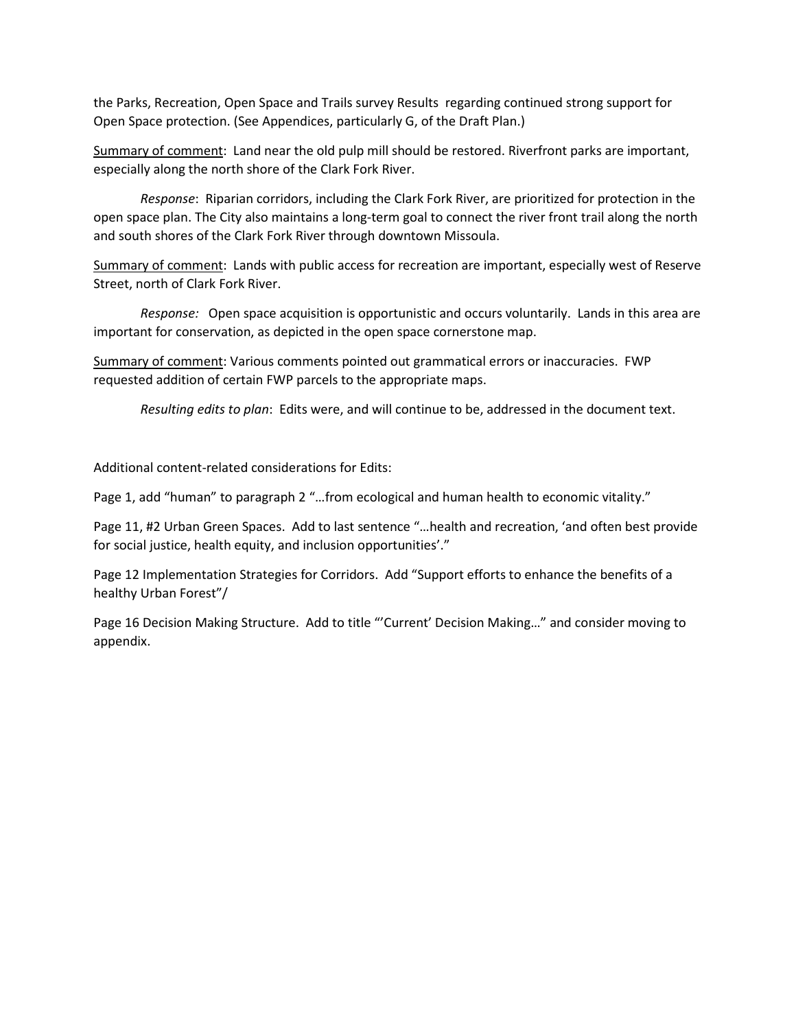the Parks, Recreation, Open Space and Trails survey Results regarding continued strong support for Open Space protection. (See Appendices, particularly G, of the Draft Plan.)

<u>Summary of comment</u>: Land near the old pulp mill should be restored. Riverfront parks are important, especially along the north shore of the Clark Fork River.

*Response*: Riparian corridors, including the Clark Fork River, are prioritized for protection in the open space plan. The City also maintains a long-term goal to connect the river front trail along the north and south shores of the Clark Fork River through downtown Missoula.

<u>Summary of comment</u>: Lands with public access for recreation are important, especially west of Reserve Street, north of Clark Fork River.

*Response:* Open space acquisition is opportunistic and occurs voluntarily. Lands in this area are important for conservation, as depicted in the open space cornerstone map.

<u>Summary of comment</u>: Various comments pointed out grammatical errors or inaccuracies. FWP requested addition of certain FWP parcels to the appropriate maps.

*Resulting edits to plan*: Edits were, and will continue to be, addressed in the document text.

Additional content-related considerations for Edits:

Page 1, add "human" to paragraph 2 "…from ecological and human health to economic vitality."

Page 11, #2 Urban Green Spaces. Add to last sentence "…health and recreation, 'and often best provide for social justice, health equity, and inclusion opportunities'."

Page 12 Implementation Strategies for Corridors. Add "Support efforts to enhance the benefits of a healthy Urban Forest"/

Page 16 Decision Making Structure. Add to title "'Current' Decision Making…" and consider moving to appendix.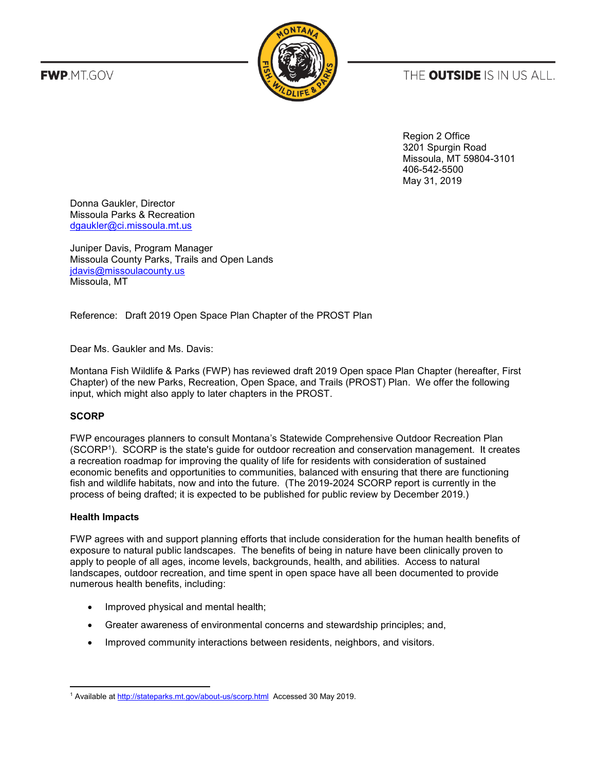**FWP**.MT.GOV

THE **OUTSIDE** IS IN US ALL.

Region 2 Office
3201 Spurgin Road
Missoula, MT 59804-3101
406-542-5500
May 31, 2019

Donna Gaukler, Director
Missoula Parks & Recreation
dgaukler@ci.missoula.mt.us

Juniper Davis, Program Manager
Missoula County Parks, Trails and Open Lands
jdavis@missoulacounty.us
Missoula, MT

Reference: Draft 2019 Open Space Plan Chapter of the PROST Plan

Dear Ms. Gaukler and Ms. Davis:

Montana Fish Wildlife & Parks (FWP) has reviewed draft 2019 Open space Plan Chapter (hereafter, First Chapter) of the new Parks, Recreation, Open Space, and Trails (PROST) Plan. We offer the following input, which might also apply to later chapters in the PROST.

**SCORP**

FWP encourages planners to consult Montana's Statewide Comprehensive Outdoor Recreation Plan (SCORP[1]). SCORP is the state's guide for outdoor recreation and conservation management. It creates a recreation roadmap for improving the quality of life for residents with consideration of sustained economic benefits and opportunities to communities, balanced with ensuring that there are functioning fish and wildlife habitats, now and into the future. (The 2019-2024 SCORP report is currently in the process of being drafted; it is expected to be published for public review by December 2019.)

**Health Impacts**

FWP agrees with and support planning efforts that include consideration for the human health benefits of exposure to natural public landscapes. The benefits of being in nature have been clinically proven to apply to people of all ages, income levels, backgrounds, health, and abilities. Access to natural landscapes, outdoor recreation, and time spent in open space have all been documented to provide numerous health benefits, including:

- Improved physical and mental health;
- Greater awareness of environmental concerns and stewardship principles; and,
- Improved community interactions between residents, neighbors, and visitors.

[1] Available at http://stateparks.mt.gov/about-us/scorp.html Accessed 30 May 2019.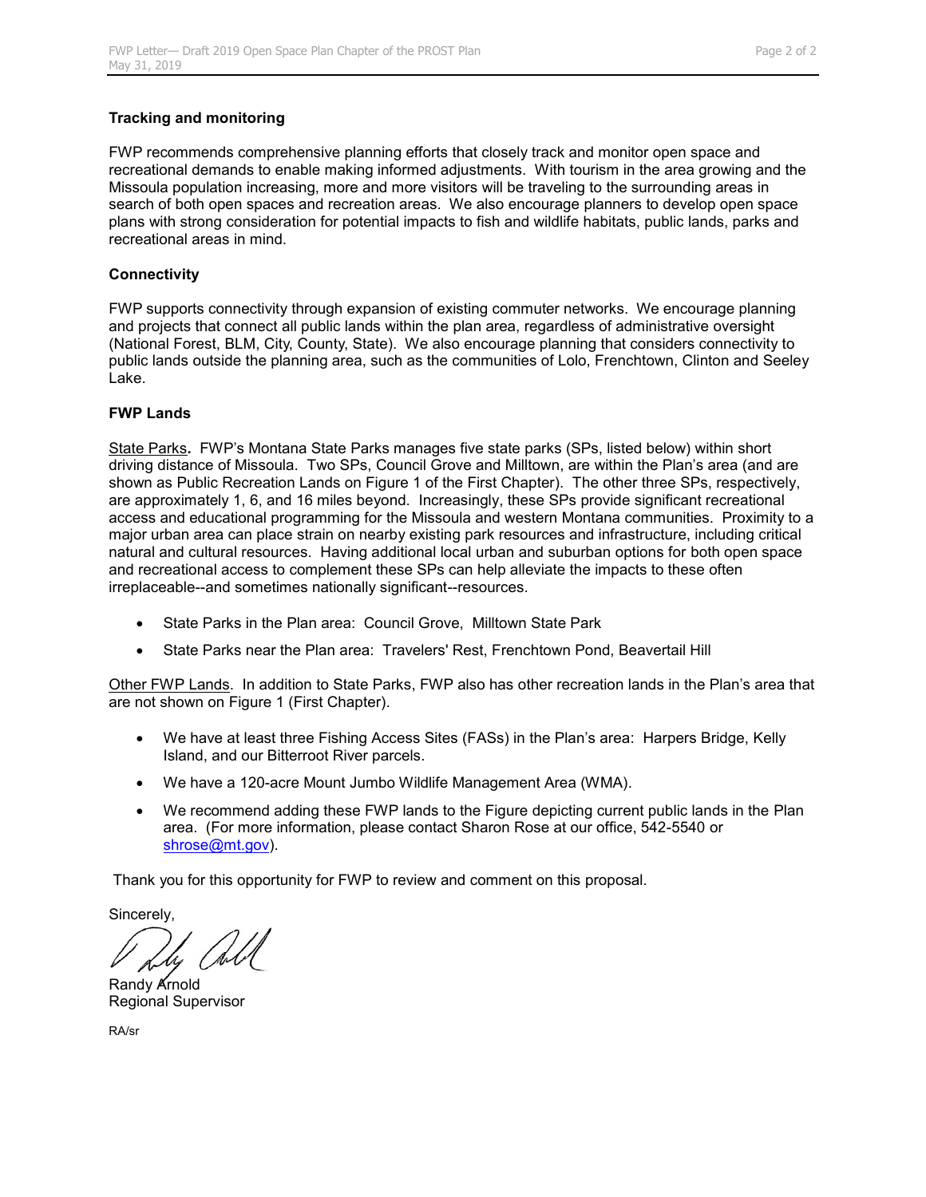**Tracking and monitoring**

FWP recommends comprehensive planning efforts that closely track and monitor open space and recreational demands to enable making informed adjustments. With tourism in the area growing and the Missoula population increasing, more and more visitors will be traveling to the surrounding areas in search of both open spaces and recreation areas. We also encourage planners to develop open space plans with strong consideration for potential impacts to fish and wildlife habitats, public lands, parks and recreational areas in mind.

**Connectivity**

FWP supports connectivity through expansion of existing commuter networks. We encourage planning and projects that connect all public lands within the plan area, regardless of administrative oversight (National Forest, BLM, City, County, State). We also encourage planning that considers connectivity to public lands outside the planning area, such as the communities of Lolo, Frenchtown, Clinton and Seeley Lake.

**FWP Lands**

State Parks**.** FWP's Montana State Parks manages five state parks (SPs, listed below) within short driving distance of Missoula. Two SPs, Council Grove and Milltown, are within the Plan's area (and are shown as Public Recreation Lands on Figure 1 of the First Chapter). The other three SPs, respectively, are approximately 1, 6, and 16 miles beyond. Increasingly, these SPs provide significant recreational access and educational programming for the Missoula and western Montana communities. Proximity to a major urban area can place strain on nearby existing park resources and infrastructure, including critical natural and cultural resources. Having additional local urban and suburban options for both open space and recreational access to complement these SPs can help alleviate the impacts to these often irreplaceable--and sometimes nationally significant--resources.

- State Parks in the Plan area: Council Grove, Milltown State Park
- State Parks near the Plan area: Travelers' Rest, Frenchtown Pond, Beavertail Hill

Other FWP Lands. In addition to State Parks, FWP also has other recreation lands in the Plan's area that are not shown on Figure 1 (First Chapter).

- We have at least three Fishing Access Sites (FASs) in the Plan's area: Harpers Bridge, Kelly Island, and our Bitterroot River parcels.
- We have a 120-acre Mount Jumbo Wildlife Management Area (WMA).
- We recommend adding these FWP lands to the Figure depicting current public lands in the Plan area. (For more information, please contact Sharon Rose at our office, 542-5540 or shrose@mt.gov).

Thank you for this opportunity for FWP to review and comment on this proposal.

Sincerely,

Randy Arnold
Regional Supervisor

RA/sr